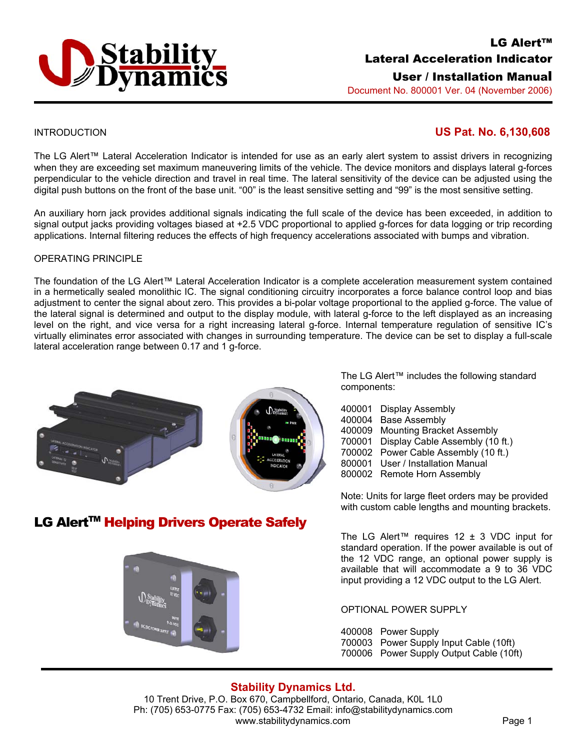# LG Alert™
## Lateral Acceleration Indicator
## User / Installation Manual

Document No. 800001 Ver. 04 (November 2006)

INTRODUCTION

**US Pat. No. 6,130,608**

The LG Alert™ Lateral Acceleration Indicator is intended for use as an early alert system to assist drivers in recognizing when they are exceeding set maximum maneuvering limits of the vehicle. The device monitors and displays lateral g-forces perpendicular to the vehicle direction and travel in real time. The lateral sensitivity of the device can be adjusted using the digital push buttons on the front of the base unit. "00" is the least sensitive setting and "99" is the most sensitive setting.

An auxiliary horn jack provides additional signals indicating the full scale of the device has been exceeded, in addition to signal output jacks providing voltages biased at +2.5 VDC proportional to applied g-forces for data logging or trip recording applications. Internal filtering reduces the effects of high frequency accelerations associated with bumps and vibration.

OPERATING PRINCIPLE

The foundation of the LG Alert™ Lateral Acceleration Indicator is a complete acceleration measurement system contained in a hermetically sealed monolithic IC. The signal conditioning circuitry incorporates a force balance control loop and bias adjustment to center the signal about zero. This provides a bi-polar voltage proportional to the applied g-force. The value of the lateral signal is determined and output to the display module, with lateral g-force to the left displayed as an increasing level on the right, and vice versa for a right increasing lateral g-force. Internal temperature regulation of sensitive IC's virtually eliminates error associated with changes in surrounding temperature. The device can be set to display a full-scale lateral acceleration range between 0.17 and 1 g-force.

**LG Alert™ Helping Drivers Operate Safely**

The LG Alert™ includes the following standard components:

| | |
|---|---|
| 400001 | Display Assembly |
| 400004 | Base Assembly |
| 400009 | Mounting Bracket Assembly |
| 700001 | Display Cable Assembly (10 ft.) |
| 700002 | Power Cable Assembly (10 ft.) |
| 800001 | User / Installation Manual |
| 800002 | Remote Horn Assembly |

Note: Units for large fleet orders may be provided with custom cable lengths and mounting brackets.

The LG Alert™ requires 12 ± 3 VDC input for standard operation. If the power available is out of the 12 VDC range, an optional power supply is available that will accommodate a 9 to 36 VDC input providing a 12 VDC output to the LG Alert.

OPTIONAL POWER SUPPLY

| | |
|---|---|
| 400008 | Power Supply |
| 700003 | Power Supply Input Cable (10ft) |
| 700006 | Power Supply Output Cable (10ft) |

**Stability Dynamics Ltd.**
10 Trent Drive, P.O. Box 670, Campbellford, Ontario, Canada, K0L 1L0
Ph: (705) 653-0775 Fax: (705) 653-4732 Email: info@stabilitydynamics.com
www.stabilitydynamics.com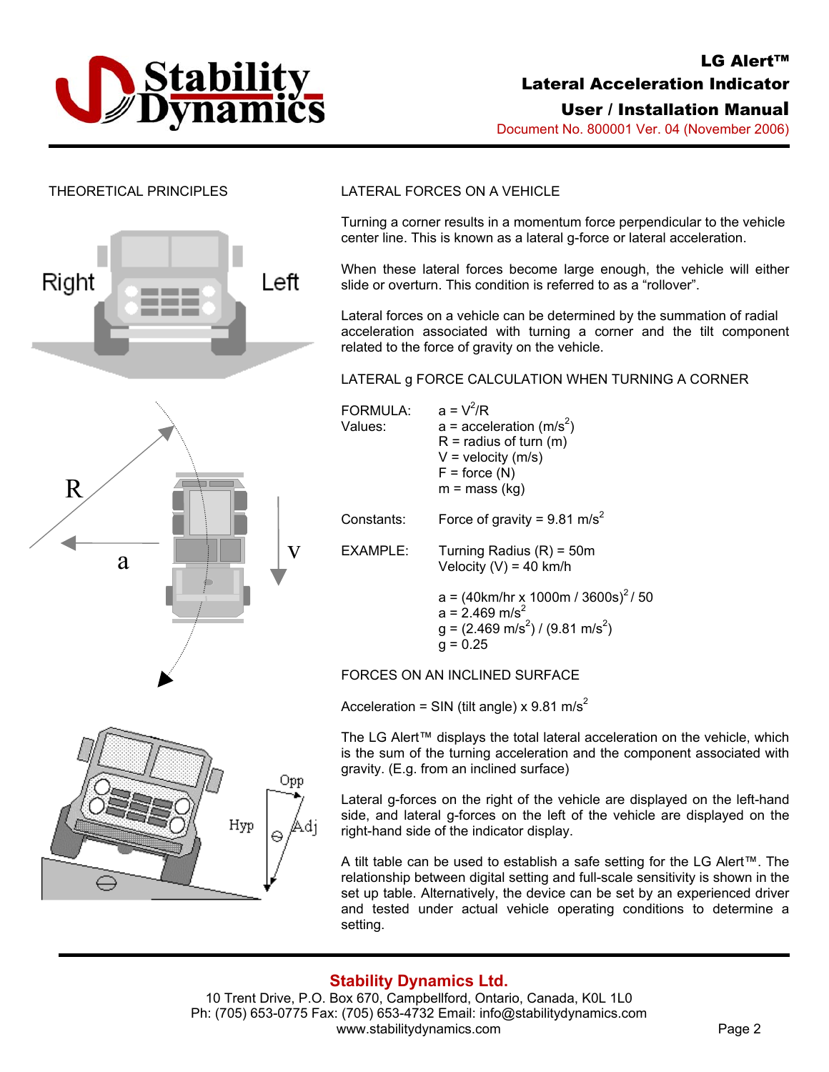## THEORETICAL PRINCIPLES

## LATERAL FORCES ON A VEHICLE

Turning a corner results in a momentum force perpendicular to the vehicle center line. This is known as a lateral g-force or lateral acceleration.

When these lateral forces become large enough, the vehicle will either slide or overturn. This condition is referred to as a "rollover".

Lateral forces on a vehicle can be determined by the summation of radial acceleration associated with turning a corner and the tilt component related to the force of gravity on the vehicle.

### LATERAL g FORCE CALCULATION WHEN TURNING A CORNER

FORMULA: $a = V^2/R$

Values:
- a = acceleration ($m/s^2$)
- R = radius of turn (m)
- V = velocity (m/s)
- F = force (N)
- m = mass (kg)

Constants: Force of gravity = 9.81 $m/s^2$

EXAMPLE: Turning Radius (R) = 50m
Velocity (V) = 40 km/h

$a = (40km/hr \times 1000m / 3600s)^2 / 50$
$a = 2.469\ m/s^2$
$g = (2.469\ m/s^2) / (9.81\ m/s^2)$
$g = 0.25$

### FORCES ON AN INCLINED SURFACE

Acceleration = SIN (tilt angle) x 9.81 $m/s^2$

The LG Alert™ displays the total lateral acceleration on the vehicle, which is the sum of the turning acceleration and the component associated with gravity. (E.g. from an inclined surface)

Lateral g-forces on the right of the vehicle are displayed on the left-hand side, and lateral g-forces on the left of the vehicle are displayed on the right-hand side of the indicator display.

A tilt table can be used to establish a safe setting for the LG Alert™. The relationship between digital setting and full-scale sensitivity is shown in the set up table. Alternatively, the device can be set by an experienced driver and tested under actual vehicle operating conditions to determine a setting.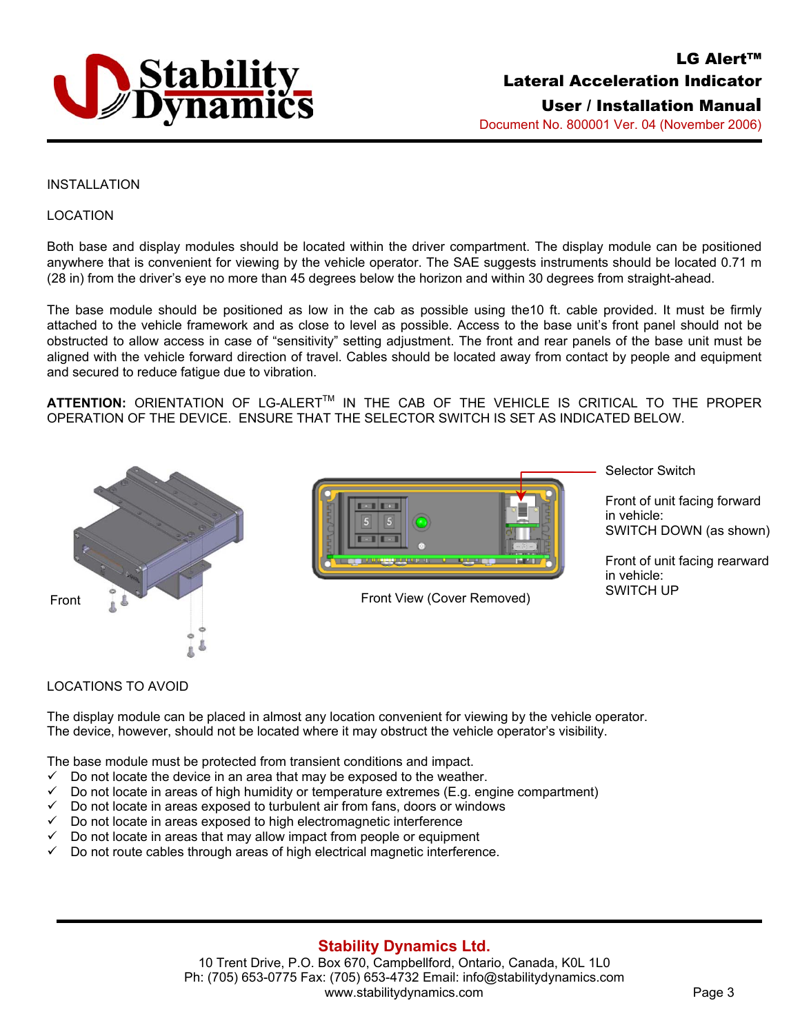INSTALLATION

LOCATION

Both base and display modules should be located within the driver compartment. The display module can be positioned anywhere that is convenient for viewing by the vehicle operator. The SAE suggests instruments should be located 0.71 m (28 in) from the driver's eye no more than 45 degrees below the horizon and within 30 degrees from straight-ahead.

The base module should be positioned as low in the cab as possible using the10 ft. cable provided. It must be firmly attached to the vehicle framework and as close to level as possible. Access to the base unit's front panel should not be obstructed to allow access in case of "sensitivity" setting adjustment. The front and rear panels of the base unit must be aligned with the vehicle forward direction of travel. Cables should be located away from contact by people and equipment and secured to reduce fatigue due to vibration.

**ATTENTION:** ORIENTATION OF LG-ALERT™ IN THE CAB OF THE VEHICLE IS CRITICAL TO THE PROPER OPERATION OF THE DEVICE. ENSURE THAT THE SELECTOR SWITCH IS SET AS INDICATED BELOW.

Front

Front View (Cover Removed)

Selector Switch

Front of unit facing forward in vehicle:
SWITCH DOWN (as shown)

Front of unit facing rearward in vehicle:
SWITCH UP

LOCATIONS TO AVOID

The display module can be placed in almost any location convenient for viewing by the vehicle operator. The device, however, should not be located where it may obstruct the vehicle operator's visibility.

The base module must be protected from transient conditions and impact.

- ✓ Do not locate the device in an area that may be exposed to the weather.
- ✓ Do not locate in areas of high humidity or temperature extremes (E.g. engine compartment)
- ✓ Do not locate in areas exposed to turbulent air from fans, doors or windows
- ✓ Do not locate in areas exposed to high electromagnetic interference
- ✓ Do not locate in areas that may allow impact from people or equipment
- ✓ Do not route cables through areas of high electrical magnetic interference.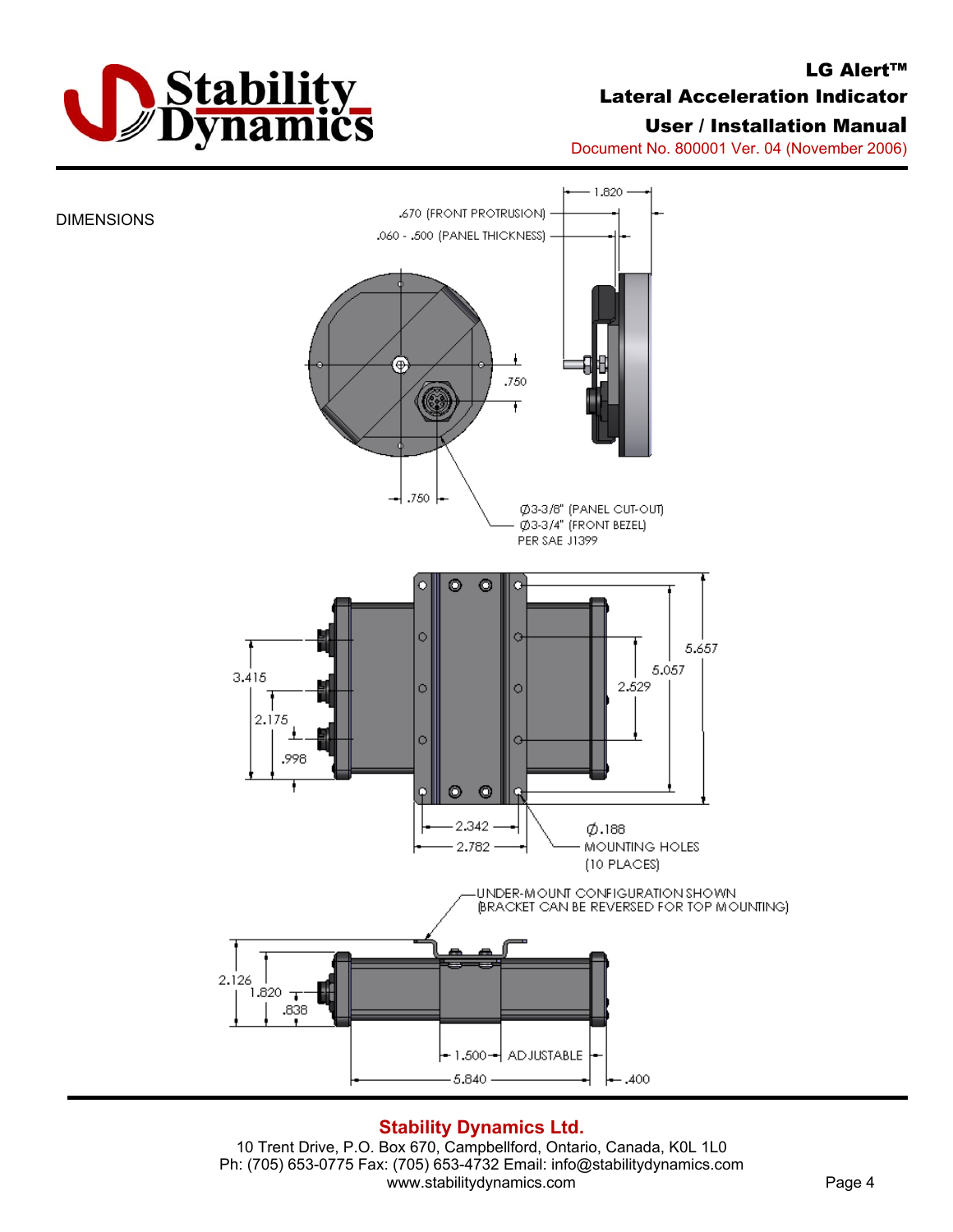DIMENSIONS

.670 (FRONT PROTRUSION)

.060 - .500 (PANEL THICKNESS)

1.820

.750

.750

Ø3-3/8" (PANEL CUT-OUT)
Ø3-3/4" (FRONT BEZEL)
PER SAE J1399

3.415

2.175

.998

5.657

5.057

2.529

2.342

2.782

Ø.188
MOUNTING HOLES
(10 PLACES)

UNDER-MOUNT CONFIGURATION SHOWN
(BRACKET CAN BE REVERSED FOR TOP MOUNTING)

2.126

1.820

.838

1.500 ADJUSTABLE

5.840

.400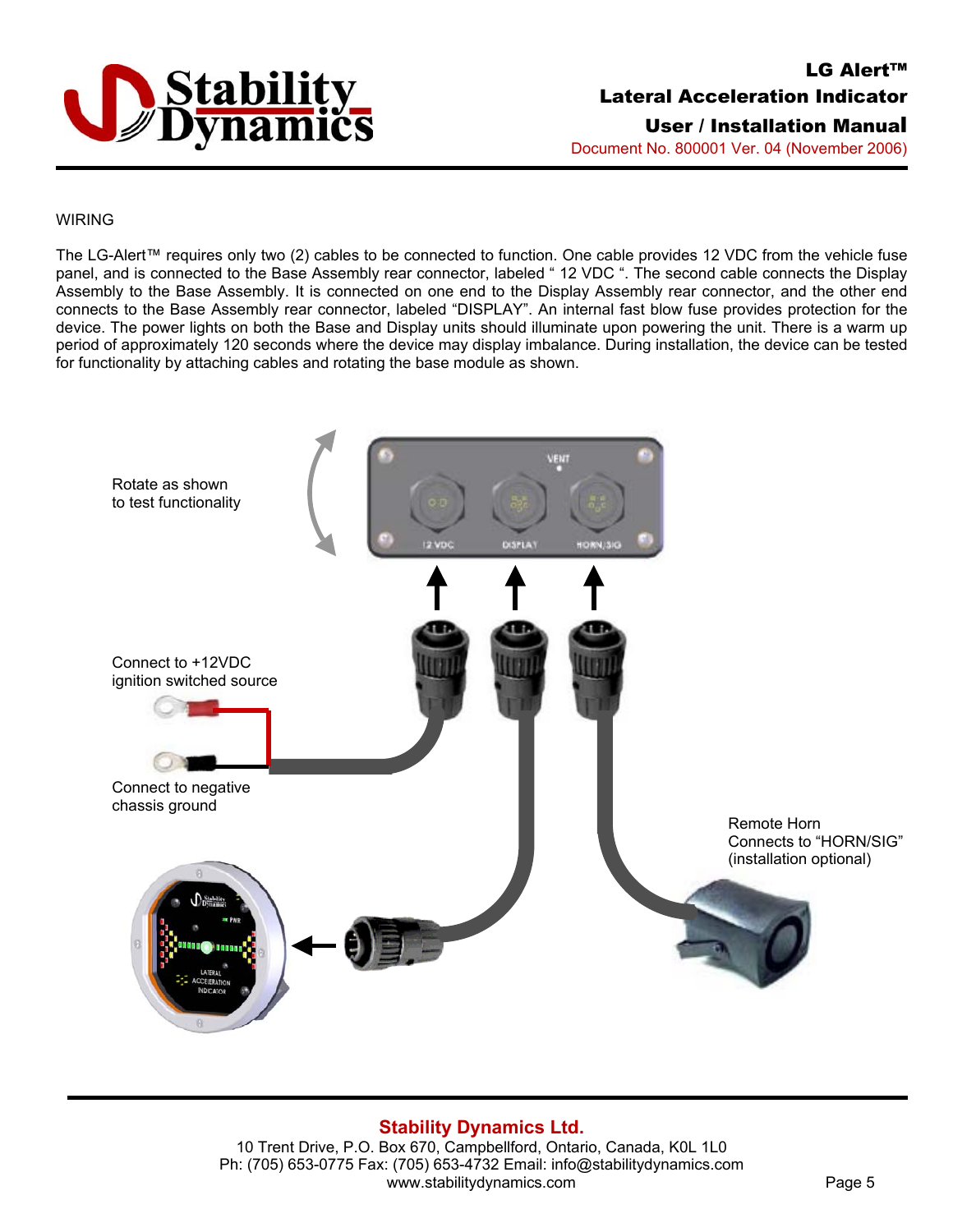WIRING

The LG-Alert™ requires only two (2) cables to be connected to function. One cable provides 12 VDC from the vehicle fuse panel, and is connected to the Base Assembly rear connector, labeled " 12 VDC ". The second cable connects the Display Assembly to the Base Assembly. It is connected on one end to the Display Assembly rear connector, and the other end connects to the Base Assembly rear connector, labeled "DISPLAY". An internal fast blow fuse provides protection for the device. The power lights on both the Base and Display units should illuminate upon powering the unit. There is a warm up period of approximately 120 seconds where the device may display imbalance. During installation, the device can be tested for functionality by attaching cables and rotating the base module as shown.

Rotate as shown
to test functionality

VENT

12 VDC    DISPLAY    HORN/SIG

Connect to +12VDC
ignition switched source

Connect to negative
chassis ground

Remote Horn
Connects to "HORN/SIG"
(installation optional)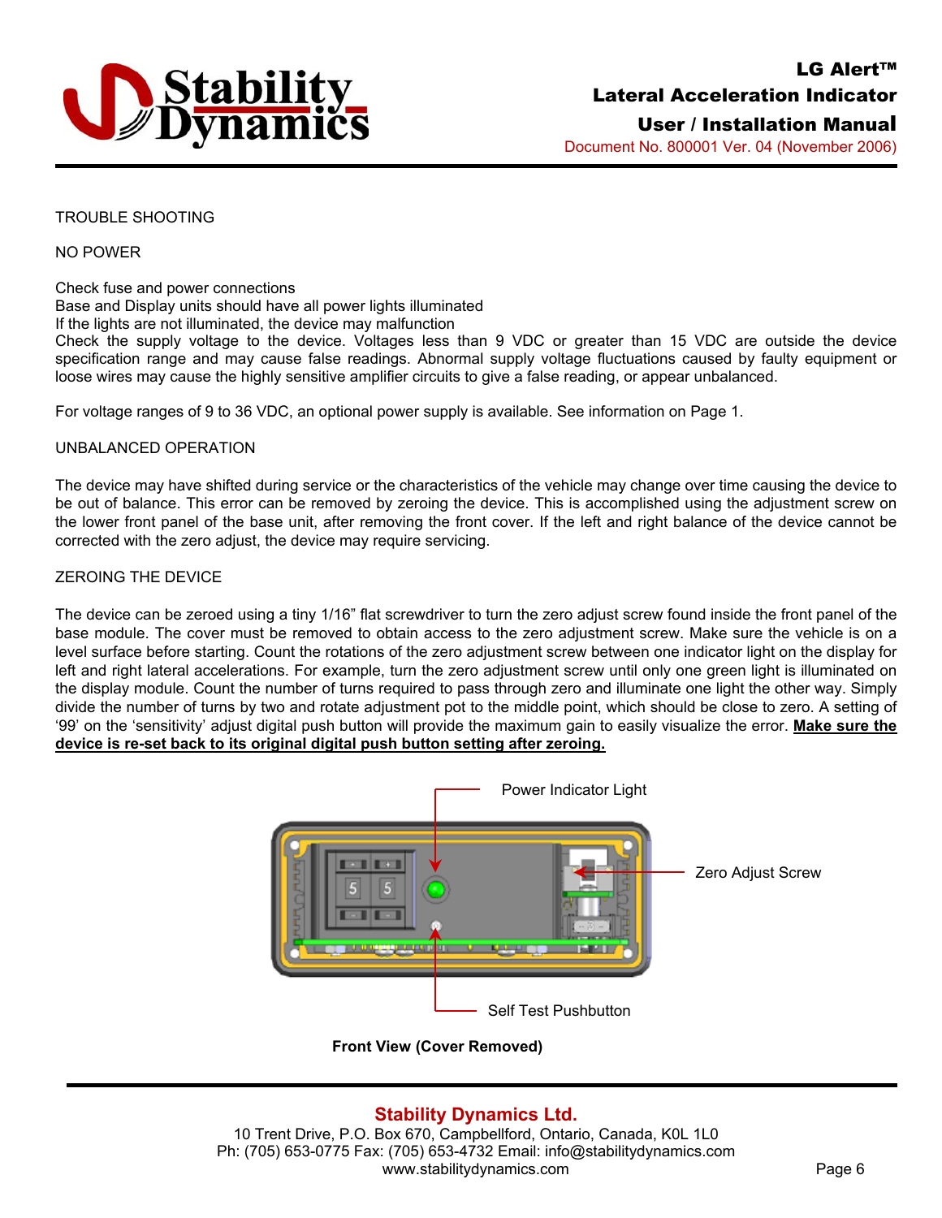TROUBLE SHOOTING

NO POWER

Check fuse and power connections
Base and Display units should have all power lights illuminated
If the lights are not illuminated, the device may malfunction
Check the supply voltage to the device. Voltages less than 9 VDC or greater than 15 VDC are outside the device specification range and may cause false readings. Abnormal supply voltage fluctuations caused by faulty equipment or loose wires may cause the highly sensitive amplifier circuits to give a false reading, or appear unbalanced.

For voltage ranges of 9 to 36 VDC, an optional power supply is available. See information on Page 1.

UNBALANCED OPERATION

The device may have shifted during service or the characteristics of the vehicle may change over time causing the device to be out of balance. This error can be removed by zeroing the device. This is accomplished using the adjustment screw on the lower front panel of the base unit, after removing the front cover. If the left and right balance of the device cannot be corrected with the zero adjust, the device may require servicing.

ZEROING THE DEVICE

The device can be zeroed using a tiny 1/16" flat screwdriver to turn the zero adjust screw found inside the front panel of the base module. The cover must be removed to obtain access to the zero adjustment screw. Make sure the vehicle is on a level surface before starting. Count the rotations of the zero adjustment screw between one indicator light on the display for left and right lateral accelerations. For example, turn the zero adjustment screw until only one green light is illuminated on the display module. Count the number of turns required to pass through zero and illuminate one light the other way. Simply divide the number of turns by two and rotate adjustment pot to the middle point, which should be close to zero. A setting of '99' on the 'sensitivity' adjust digital push button will provide the maximum gain to easily visualize the error. **Make sure the device is re-set back to its original digital push button setting after zeroing.**

Power Indicator Light

Zero Adjust Screw

Self Test Pushbutton

**Front View (Cover Removed)**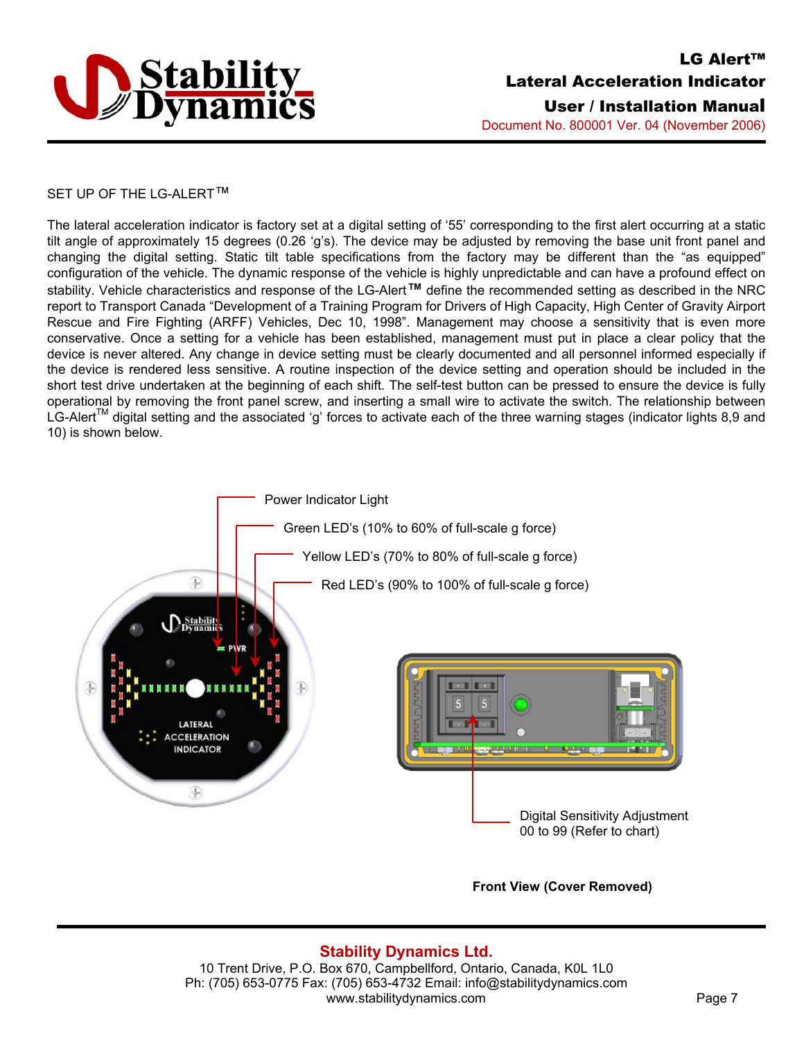## SET UP OF THE LG-ALERT™

The lateral acceleration indicator is factory set at a digital setting of '55' corresponding to the first alert occurring at a static tilt angle of approximately 15 degrees (0.26 'g's). The device may be adjusted by removing the base unit front panel and changing the digital setting. Static tilt table specifications from the factory may be different than the "as equipped" configuration of the vehicle. The dynamic response of the vehicle is highly unpredictable and can have a profound effect on stability. Vehicle characteristics and response of the LG-Alert™ define the recommended setting as described in the NRC report to Transport Canada "Development of a Training Program for Drivers of High Capacity, High Center of Gravity Airport Rescue and Fire Fighting (ARFF) Vehicles, Dec 10, 1998". Management may choose a sensitivity that is even more conservative. Once a setting for a vehicle has been established, management must put in place a clear policy that the device is never altered. Any change in device setting must be clearly documented and all personnel informed especially if the device is rendered less sensitive. A routine inspection of the device setting and operation should be included in the short test drive undertaken at the beginning of each shift. The self-test button can be pressed to ensure the device is fully operational by removing the front panel screw, and inserting a small wire to activate the switch. The relationship between LG-Alert™ digital setting and the associated 'g' forces to activate each of the three warning stages (indicator lights 8,9 and 10) is shown below.

Power Indicator Light

Green LED's (10% to 60% of full-scale g force)

Yellow LED's (70% to 80% of full-scale g force)

Red LED's (90% to 100% of full-scale g force)

Digital Sensitivity Adjustment
00 to 99 (Refer to chart)

**Front View (Cover Removed)**

**Stability Dynamics Ltd.**
10 Trent Drive, P.O. Box 670, Campbellford, Ontario, Canada, K0L 1L0
Ph: (705) 653-0775 Fax: (705) 653-4732 Email: info@stabilitydynamics.com
www.stabilitydynamics.com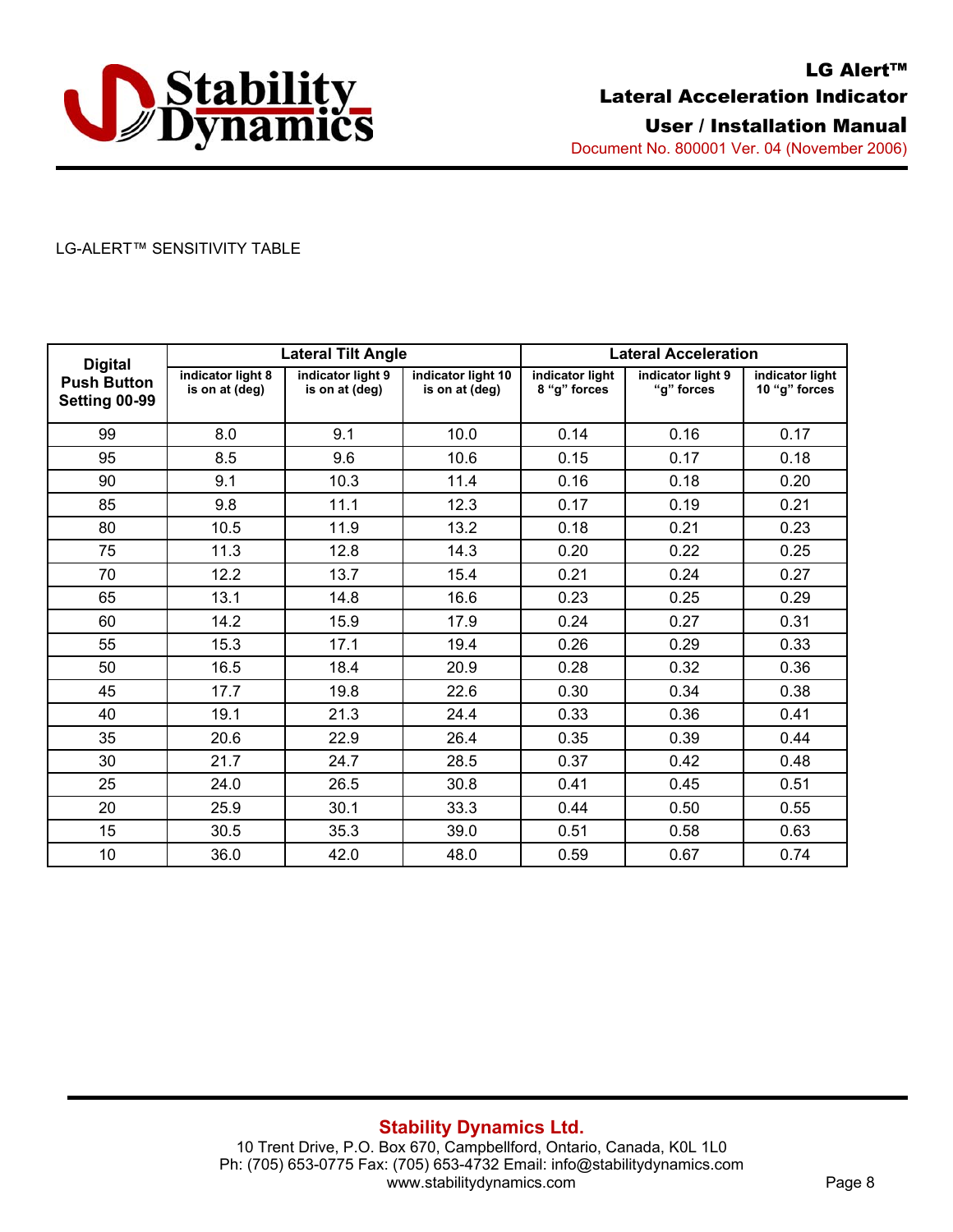LG-ALERT™ SENSITIVITY TABLE

| Digital Push Button Setting 00-99 | Lateral Tilt Angle | | | Lateral Acceleration | | |
|---|---|---|---|---|---|---|
| | indicator light 8 is on at (deg) | indicator light 9 is on at (deg) | indicator light 10 is on at (deg) | indicator light 8 "g" forces | indicator light 9 "g" forces | indicator light 10 "g" forces |
| 99 | 8.0 | 9.1 | 10.0 | 0.14 | 0.16 | 0.17 |
| 95 | 8.5 | 9.6 | 10.6 | 0.15 | 0.17 | 0.18 |
| 90 | 9.1 | 10.3 | 11.4 | 0.16 | 0.18 | 0.20 |
| 85 | 9.8 | 11.1 | 12.3 | 0.17 | 0.19 | 0.21 |
| 80 | 10.5 | 11.9 | 13.2 | 0.18 | 0.21 | 0.23 |
| 75 | 11.3 | 12.8 | 14.3 | 0.20 | 0.22 | 0.25 |
| 70 | 12.2 | 13.7 | 15.4 | 0.21 | 0.24 | 0.27 |
| 65 | 13.1 | 14.8 | 16.6 | 0.23 | 0.25 | 0.29 |
| 60 | 14.2 | 15.9 | 17.9 | 0.24 | 0.27 | 0.31 |
| 55 | 15.3 | 17.1 | 19.4 | 0.26 | 0.29 | 0.33 |
| 50 | 16.5 | 18.4 | 20.9 | 0.28 | 0.32 | 0.36 |
| 45 | 17.7 | 19.8 | 22.6 | 0.30 | 0.34 | 0.38 |
| 40 | 19.1 | 21.3 | 24.4 | 0.33 | 0.36 | 0.41 |
| 35 | 20.6 | 22.9 | 26.4 | 0.35 | 0.39 | 0.44 |
| 30 | 21.7 | 24.7 | 28.5 | 0.37 | 0.42 | 0.48 |
| 25 | 24.0 | 26.5 | 30.8 | 0.41 | 0.45 | 0.51 |
| 20 | 25.9 | 30.1 | 33.3 | 0.44 | 0.50 | 0.55 |
| 15 | 30.5 | 35.3 | 39.0 | 0.51 | 0.58 | 0.63 |
| 10 | 36.0 | 42.0 | 48.0 | 0.59 | 0.67 | 0.74 |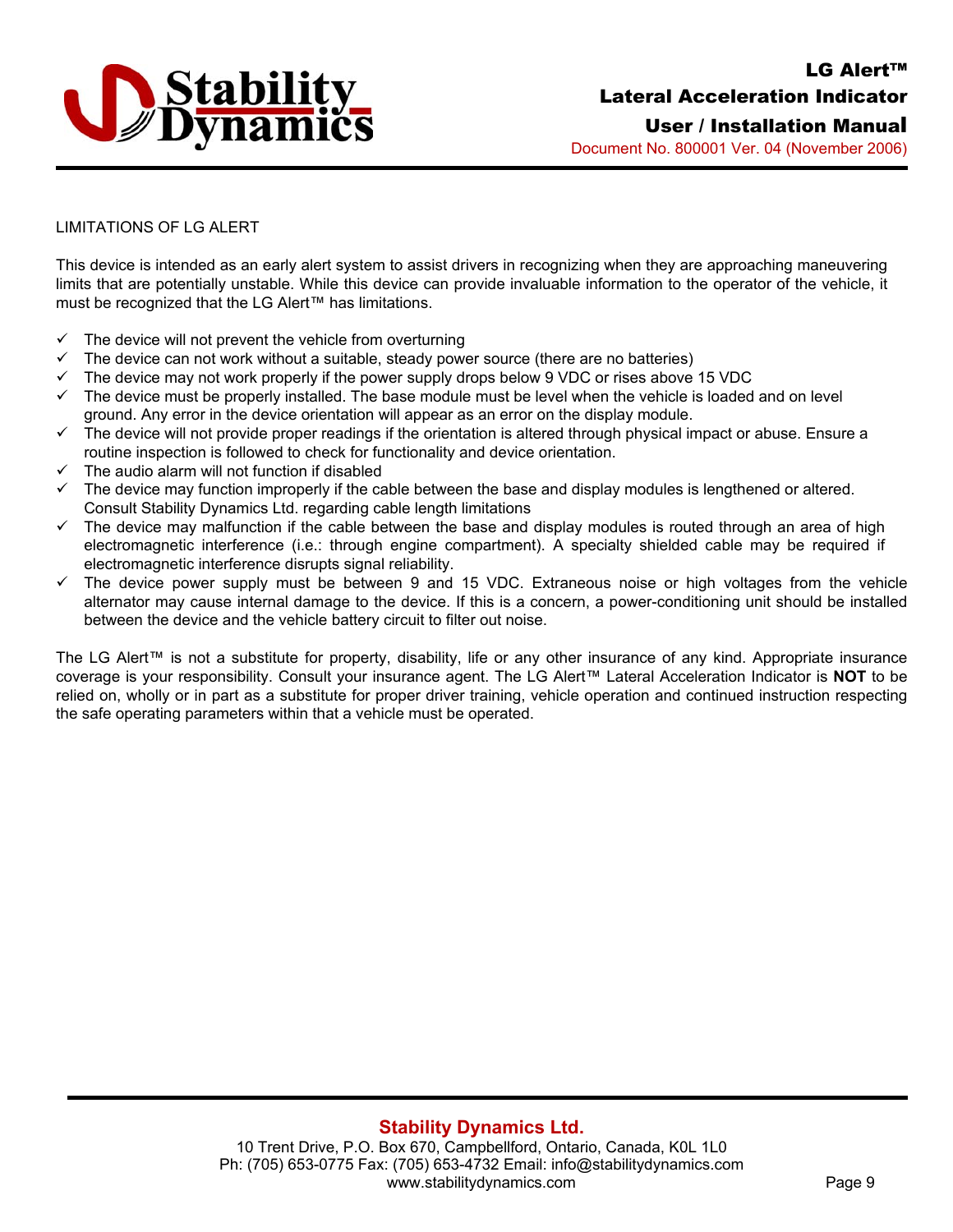## LIMITATIONS OF LG ALERT

This device is intended as an early alert system to assist drivers in recognizing when they are approaching maneuvering limits that are potentially unstable. While this device can provide invaluable information to the operator of the vehicle, it must be recognized that the LG Alert™ has limitations.

- ✓ The device will not prevent the vehicle from overturning
- ✓ The device can not work without a suitable, steady power source (there are no batteries)
- ✓ The device may not work properly if the power supply drops below 9 VDC or rises above 15 VDC
- ✓ The device must be properly installed. The base module must be level when the vehicle is loaded and on level ground. Any error in the device orientation will appear as an error on the display module.
- ✓ The device will not provide proper readings if the orientation is altered through physical impact or abuse. Ensure a routine inspection is followed to check for functionality and device orientation.
- ✓ The audio alarm will not function if disabled
- ✓ The device may function improperly if the cable between the base and display modules is lengthened or altered. Consult Stability Dynamics Ltd. regarding cable length limitations
- ✓ The device may malfunction if the cable between the base and display modules is routed through an area of high electromagnetic interference (i.e.: through engine compartment). A specialty shielded cable may be required if electromagnetic interference disrupts signal reliability.
- ✓ The device power supply must be between 9 and 15 VDC. Extraneous noise or high voltages from the vehicle alternator may cause internal damage to the device. If this is a concern, a power-conditioning unit should be installed between the device and the vehicle battery circuit to filter out noise.

The LG Alert™ is not a substitute for property, disability, life or any other insurance of any kind. Appropriate insurance coverage is your responsibility. Consult your insurance agent. The LG Alert™ Lateral Acceleration Indicator is **NOT** to be relied on, wholly or in part as a substitute for proper driver training, vehicle operation and continued instruction respecting the safe operating parameters within that a vehicle must be operated.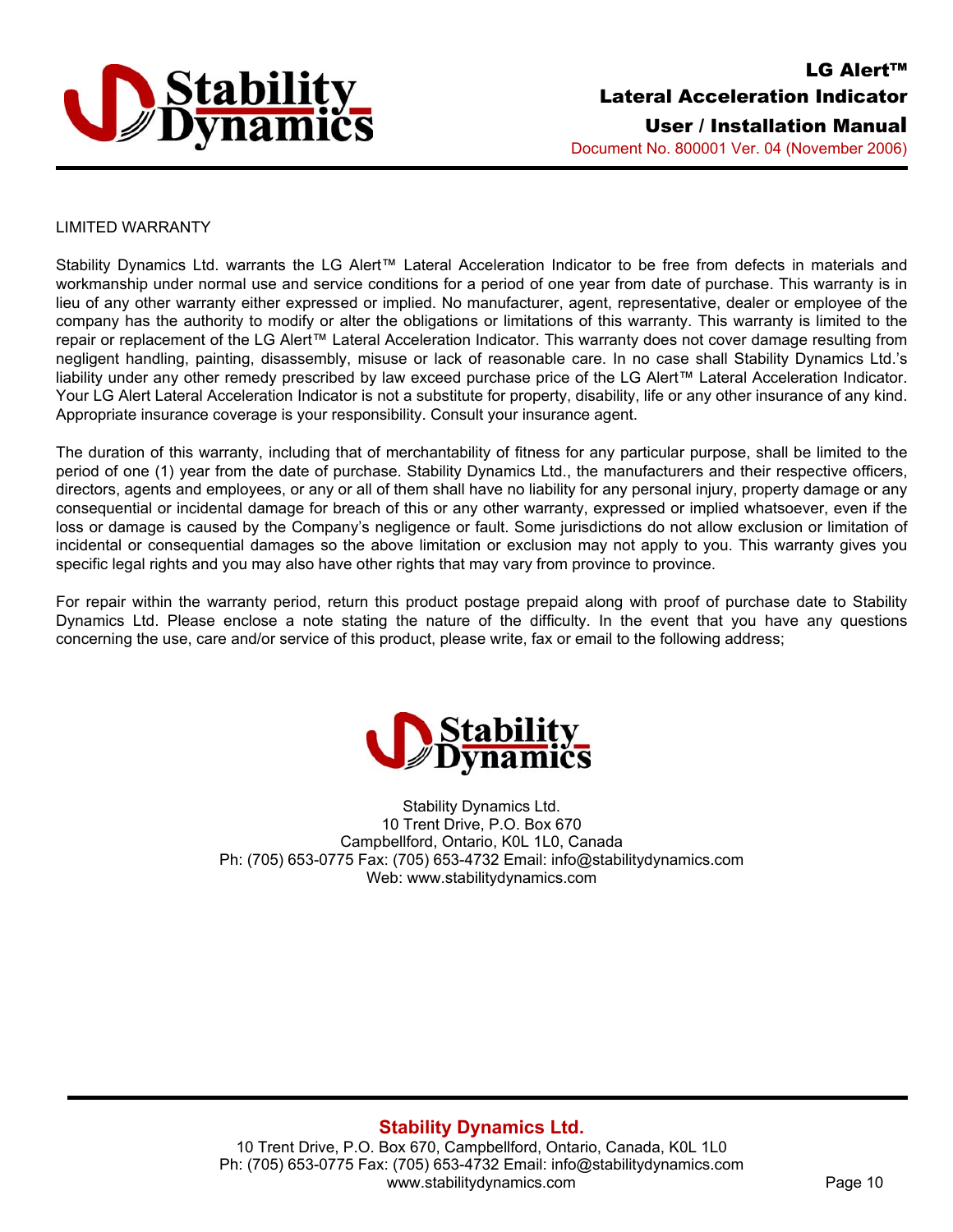LIMITED WARRANTY

Stability Dynamics Ltd. warrants the LG Alert™ Lateral Acceleration Indicator to be free from defects in materials and workmanship under normal use and service conditions for a period of one year from date of purchase. This warranty is in lieu of any other warranty either expressed or implied. No manufacturer, agent, representative, dealer or employee of the company has the authority to modify or alter the obligations or limitations of this warranty. This warranty is limited to the repair or replacement of the LG Alert™ Lateral Acceleration Indicator. This warranty does not cover damage resulting from negligent handling, painting, disassembly, misuse or lack of reasonable care. In no case shall Stability Dynamics Ltd.'s liability under any other remedy prescribed by law exceed purchase price of the LG Alert™ Lateral Acceleration Indicator. Your LG Alert Lateral Acceleration Indicator is not a substitute for property, disability, life or any other insurance of any kind. Appropriate insurance coverage is your responsibility. Consult your insurance agent.

The duration of this warranty, including that of merchantability of fitness for any particular purpose, shall be limited to the period of one (1) year from the date of purchase. Stability Dynamics Ltd., the manufacturers and their respective officers, directors, agents and employees, or any or all of them shall have no liability for any personal injury, property damage or any consequential or incidental damage for breach of this or any other warranty, expressed or implied whatsoever, even if the loss or damage is caused by the Company's negligence or fault. Some jurisdictions do not allow exclusion or limitation of incidental or consequential damages so the above limitation or exclusion may not apply to you. This warranty gives you specific legal rights and you may also have other rights that may vary from province to province.

For repair within the warranty period, return this product postage prepaid along with proof of purchase date to Stability Dynamics Ltd. Please enclose a note stating the nature of the difficulty. In the event that you have any questions concerning the use, care and/or service of this product, please write, fax or email to the following address;

Stability Dynamics Ltd.
10 Trent Drive, P.O. Box 670
Campbellford, Ontario, K0L 1L0, Canada
Ph: (705) 653-0775 Fax: (705) 653-4732 Email: info@stabilitydynamics.com
Web: www.stabilitydynamics.com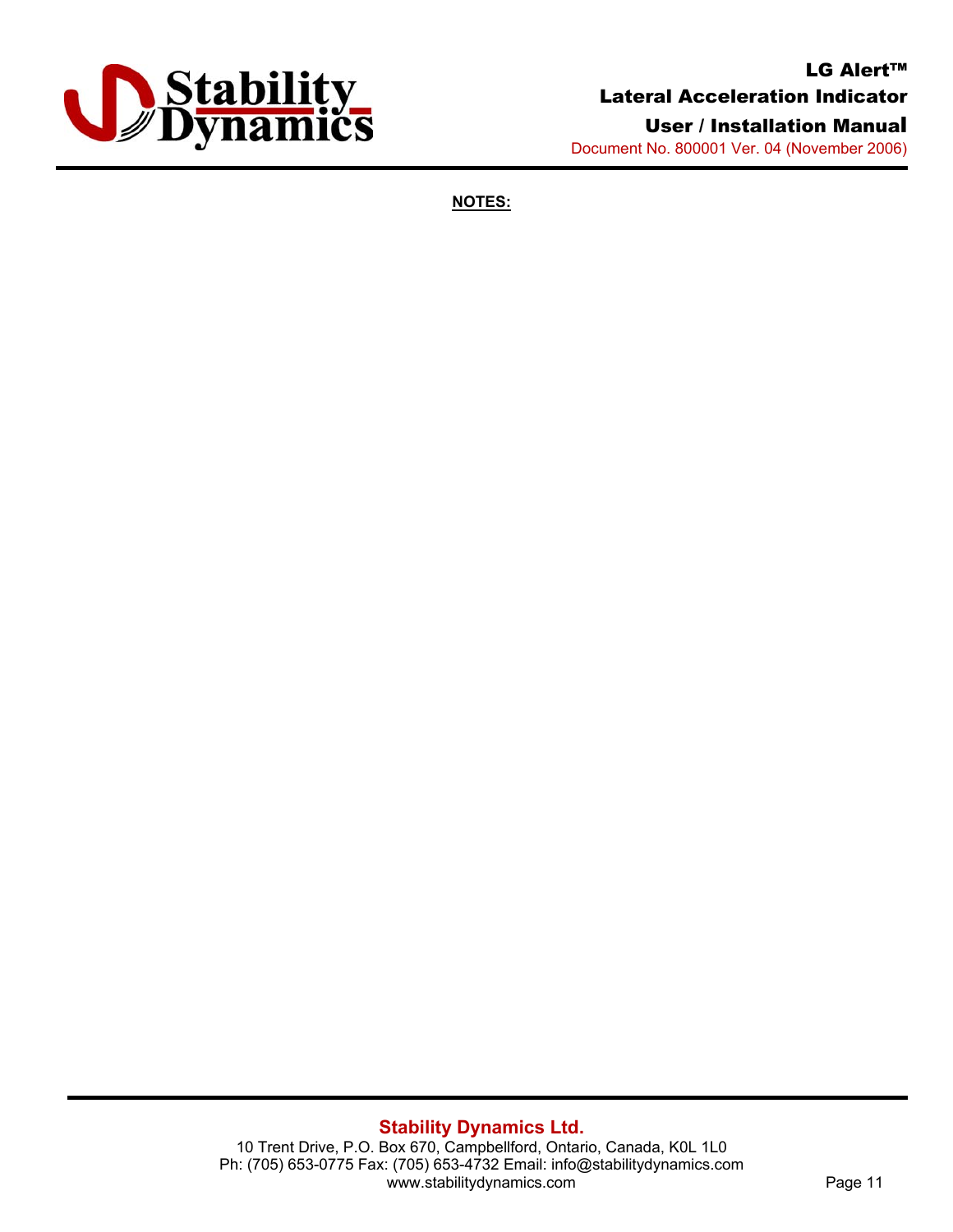**NOTES:**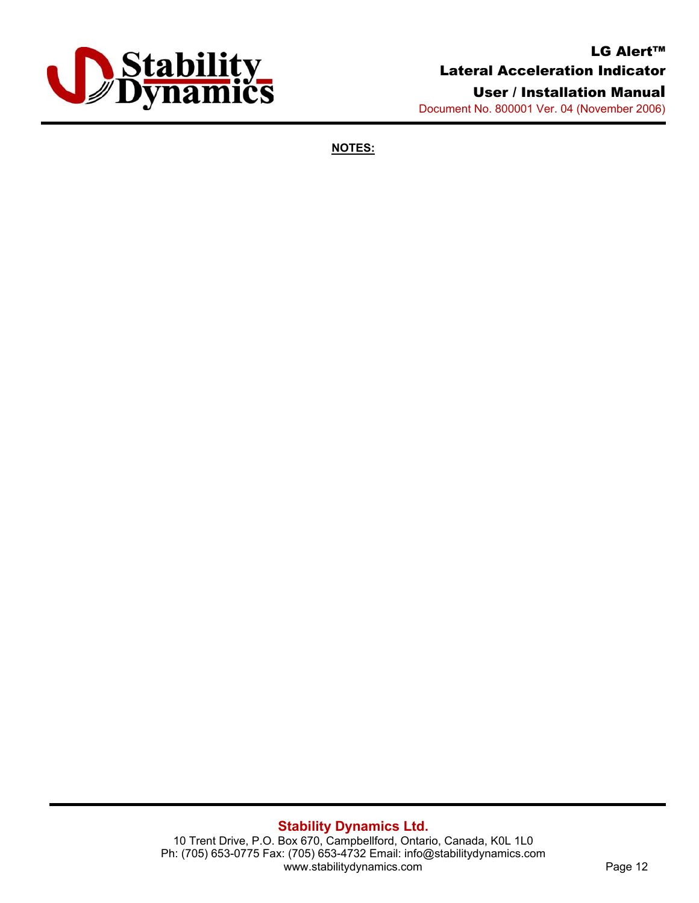**NOTES:**